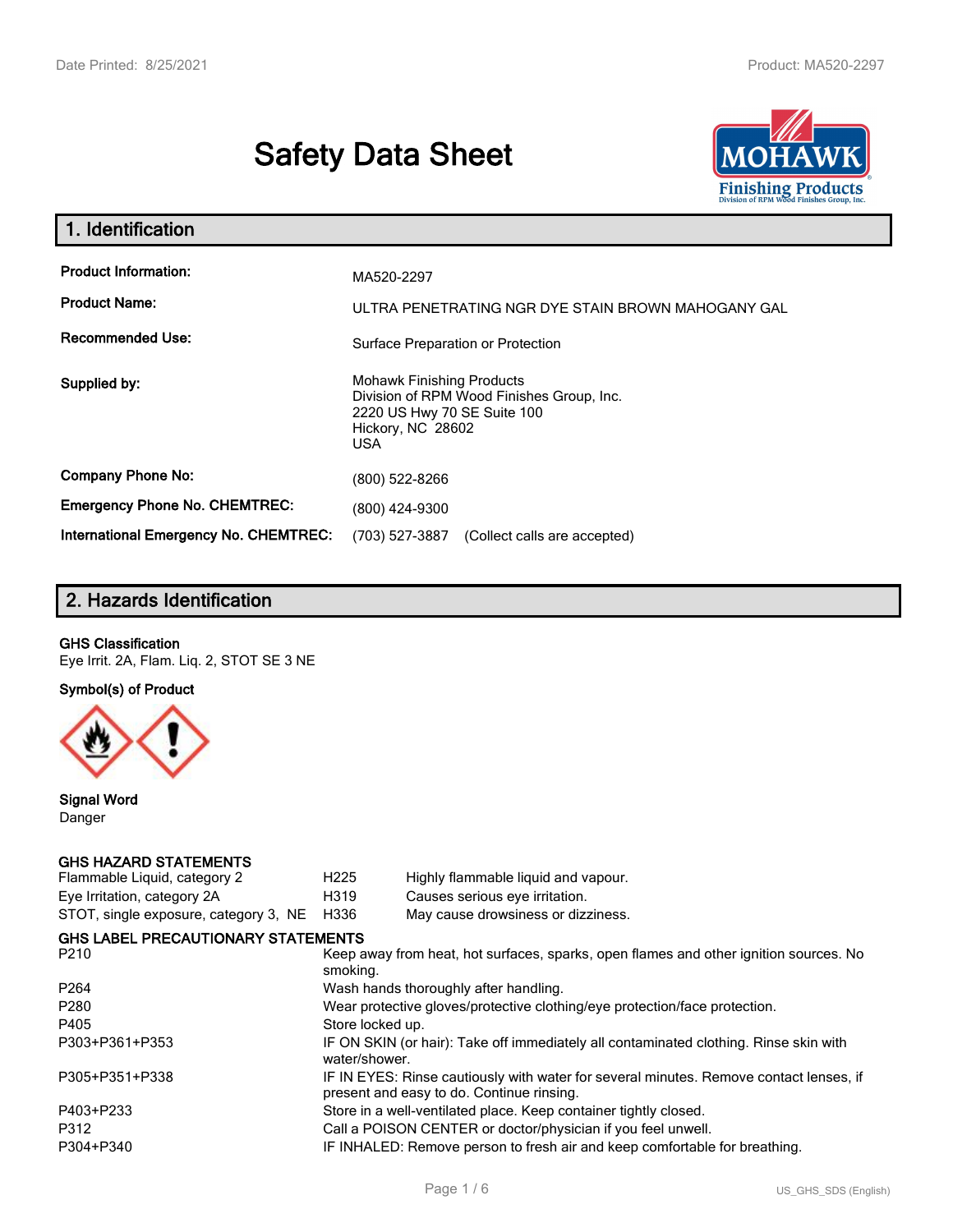# Safety Data Sheet

## 1. Identification

| | |
|---|---|
| **Product Information:** | MA520-2297 |
| **Product Name:** | ULTRA PENETRATING NGR DYE STAIN BROWN MAHOGANY GAL |
| **Recommended Use:** | Surface Preparation or Protection |
| **Supplied by:** | Mohawk Finishing Products<br>Division of RPM Wood Finishes Group, Inc.<br>2220 US Hwy 70 SE Suite 100<br>Hickory, NC 28602<br>USA |
| **Company Phone No:** | (800) 522-8266 |
| **Emergency Phone No. CHEMTREC:** | (800) 424-9300 |
| **International Emergency No. CHEMTREC:** | (703) 527-3887 (Collect calls are accepted) |

## 2. Hazards Identification

**GHS Classification**

Eye Irrit. 2A, Flam. Liq. 2, STOT SE 3 NE

**Symbol(s) of Product**

**Signal Word**

Danger

**GHS HAZARD STATEMENTS**

| | | |
|---|---|---|
| Flammable Liquid, category 2 | H225 | Highly flammable liquid and vapour. |
| Eye Irritation, category 2A | H319 | Causes serious eye irritation. |
| STOT, single exposure, category 3, NE | H336 | May cause drowsiness or dizziness. |

**GHS LABEL PRECAUTIONARY STATEMENTS**

| | |
|---|---|
| P210 | Keep away from heat, hot surfaces, sparks, open flames and other ignition sources. No smoking. |
| P264 | Wash hands thoroughly after handling. |
| P280 | Wear protective gloves/protective clothing/eye protection/face protection. |
| P405 | Store locked up. |
| P303+P361+P353 | IF ON SKIN (or hair): Take off immediately all contaminated clothing. Rinse skin with water/shower. |
| P305+P351+P338 | IF IN EYES: Rinse cautiously with water for several minutes. Remove contact lenses, if present and easy to do. Continue rinsing. |
| P403+P233 | Store in a well-ventilated place. Keep container tightly closed. |
| P312 | Call a POISON CENTER or doctor/physician if you feel unwell. |
| P304+P340 | IF INHALED: Remove person to fresh air and keep comfortable for breathing. |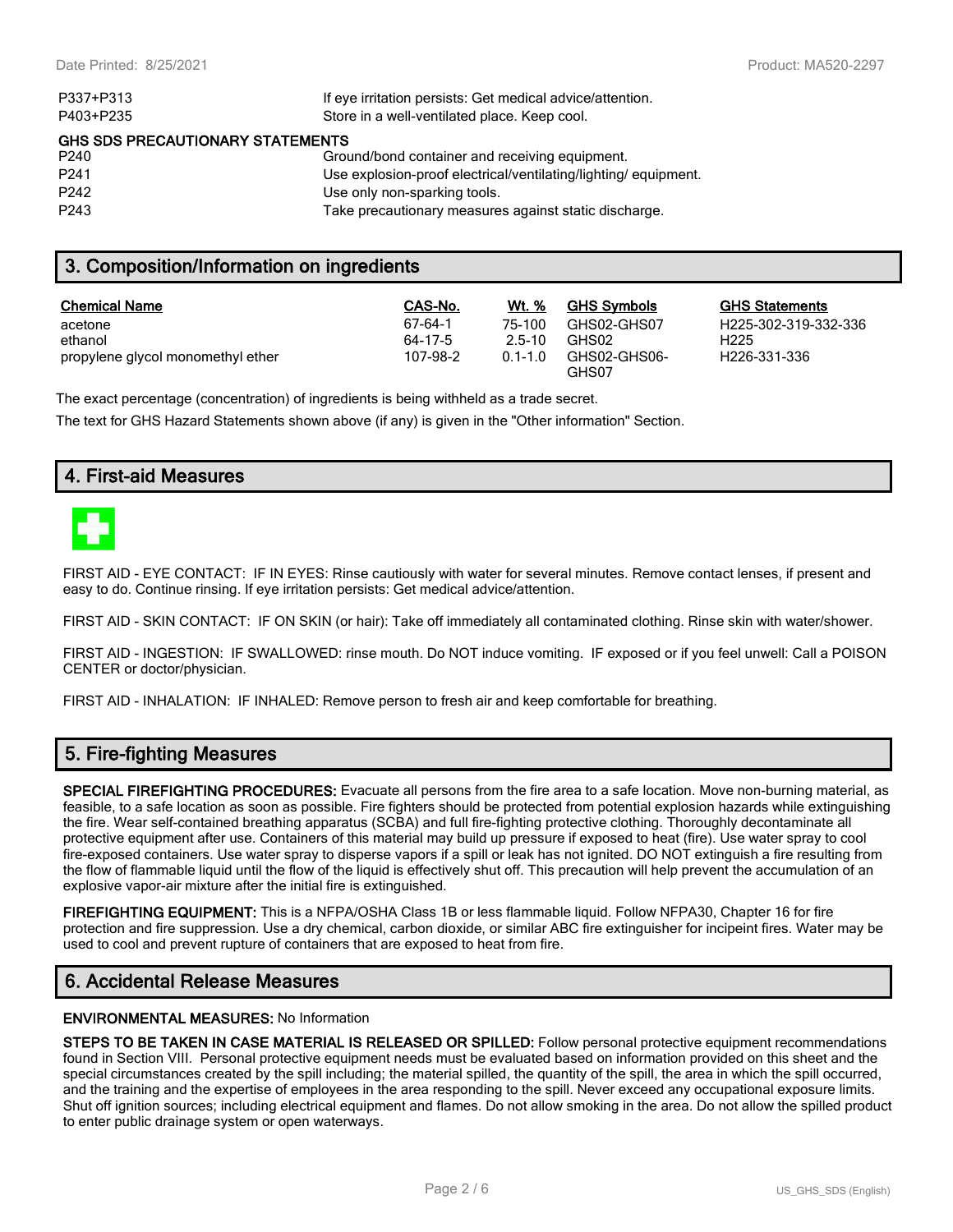| | |
|---|---|
| P337+P313 | If eye irritation persists: Get medical advice/attention. |
| P403+P235 | Store in a well-ventilated place. Keep cool. |

**GHS SDS PRECAUTIONARY STATEMENTS**

| | |
|---|---|
| P240 | Ground/bond container and receiving equipment. |
| P241 | Use explosion-proof electrical/ventilating/lighting/ equipment. |
| P242 | Use only non-sparking tools. |
| P243 | Take precautionary measures against static discharge. |

## 3. Composition/Information on ingredients

| Chemical Name | CAS-No. | Wt. % | GHS Symbols | GHS Statements |
|---|---|---|---|---|
| acetone | 67-64-1 | 75-100 | GHS02-GHS07 | H225-302-319-332-336 |
| ethanol | 64-17-5 | 2.5-10 | GHS02 | H225 |
| propylene glycol monomethyl ether | 107-98-2 | 0.1-1.0 | GHS02-GHS06-GHS07 | H226-331-336 |

The exact percentage (concentration) of ingredients is being withheld as a trade secret.

The text for GHS Hazard Statements shown above (if any) is given in the "Other information" Section.

## 4. First-aid Measures

FIRST AID - EYE CONTACT: IF IN EYES: Rinse cautiously with water for several minutes. Remove contact lenses, if present and easy to do. Continue rinsing. If eye irritation persists: Get medical advice/attention.

FIRST AID - SKIN CONTACT: IF ON SKIN (or hair): Take off immediately all contaminated clothing. Rinse skin with water/shower.

FIRST AID - INGESTION: IF SWALLOWED: rinse mouth. Do NOT induce vomiting. IF exposed or if you feel unwell: Call a POISON CENTER or doctor/physician.

FIRST AID - INHALATION: IF INHALED: Remove person to fresh air and keep comfortable for breathing.

## 5. Fire-fighting Measures

**SPECIAL FIREFIGHTING PROCEDURES:** Evacuate all persons from the fire area to a safe location. Move non-burning material, as feasible, to a safe location as soon as possible. Fire fighters should be protected from potential explosion hazards while extinguishing the fire. Wear self-contained breathing apparatus (SCBA) and full fire-fighting protective clothing. Thoroughly decontaminate all protective equipment after use. Containers of this material may build up pressure if exposed to heat (fire). Use water spray to cool fire-exposed containers. Use water spray to disperse vapors if a spill or leak has not ignited. DO NOT extinguish a fire resulting from the flow of flammable liquid until the flow of the liquid is effectively shut off. This precaution will help prevent the accumulation of an explosive vapor-air mixture after the initial fire is extinguished.

**FIREFIGHTING EQUIPMENT:** This is a NFPA/OSHA Class 1B or less flammable liquid. Follow NFPA30, Chapter 16 for fire protection and fire suppression. Use a dry chemical, carbon dioxide, or similar ABC fire extinguisher for incipeint fires. Water may be used to cool and prevent rupture of containers that are exposed to heat from fire.

## 6. Accidental Release Measures

**ENVIRONMENTAL MEASURES:** No Information

**STEPS TO BE TAKEN IN CASE MATERIAL IS RELEASED OR SPILLED:** Follow personal protective equipment recommendations found in Section VIII. Personal protective equipment needs must be evaluated based on information provided on this sheet and the special circumstances created by the spill including; the material spilled, the quantity of the spill, the area in which the spill occurred, and the training and the expertise of employees in the area responding to the spill. Never exceed any occupational exposure limits. Shut off ignition sources; including electrical equipment and flames. Do not allow smoking in the area. Do not allow the spilled product to enter public drainage system or open waterways.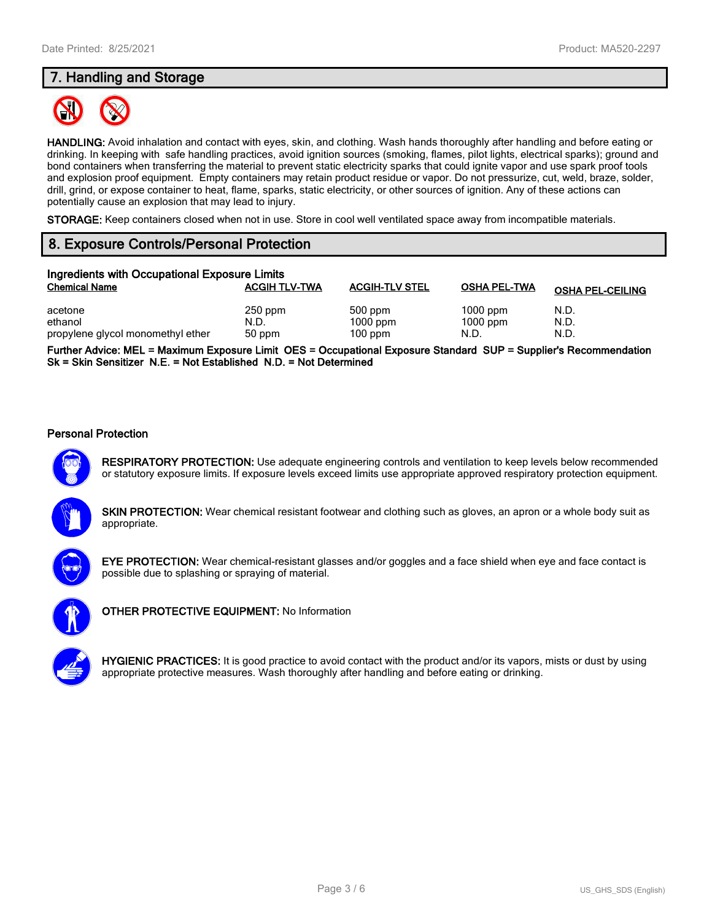## 7. Handling and Storage

**HANDLING:** Avoid inhalation and contact with eyes, skin, and clothing. Wash hands thoroughly after handling and before eating or drinking. In keeping with safe handling practices, avoid ignition sources (smoking, flames, pilot lights, electrical sparks); ground and bond containers when transferring the material to prevent static electricity sparks that could ignite vapor and use spark proof tools and explosion proof equipment. Empty containers may retain product residue or vapor. Do not pressurize, cut, weld, braze, solder, drill, grind, or expose container to heat, flame, sparks, static electricity, or other sources of ignition. Any of these actions can potentially cause an explosion that may lead to injury.

**STORAGE:** Keep containers closed when not in use. Store in cool well ventilated space away from incompatible materials.

## 8. Exposure Controls/Personal Protection

### Ingredients with Occupational Exposure Limits

| Chemical Name | ACGIH TLV-TWA | ACGIH-TLV STEL | OSHA PEL-TWA | OSHA PEL-CEILING |
|---|---|---|---|---|
| acetone | 250 ppm | 500 ppm | 1000 ppm | N.D. |
| ethanol | N.D. | 1000 ppm | 1000 ppm | N.D. |
| propylene glycol monomethyl ether | 50 ppm | 100 ppm | N.D. | N.D. |

**Further Advice: MEL = Maximum Exposure Limit OES = Occupational Exposure Standard SUP = Supplier's Recommendation Sk = Skin Sensitizer N.E. = Not Established N.D. = Not Determined**

### Personal Protection

**RESPIRATORY PROTECTION:** Use adequate engineering controls and ventilation to keep levels below recommended or statutory exposure limits. If exposure levels exceed limits use appropriate approved respiratory protection equipment.

**SKIN PROTECTION:** Wear chemical resistant footwear and clothing such as gloves, an apron or a whole body suit as appropriate.

**EYE PROTECTION:** Wear chemical-resistant glasses and/or goggles and a face shield when eye and face contact is possible due to splashing or spraying of material.

**OTHER PROTECTIVE EQUIPMENT:** No Information

**HYGIENIC PRACTICES:** It is good practice to avoid contact with the product and/or its vapors, mists or dust by using appropriate protective measures. Wash thoroughly after handling and before eating or drinking.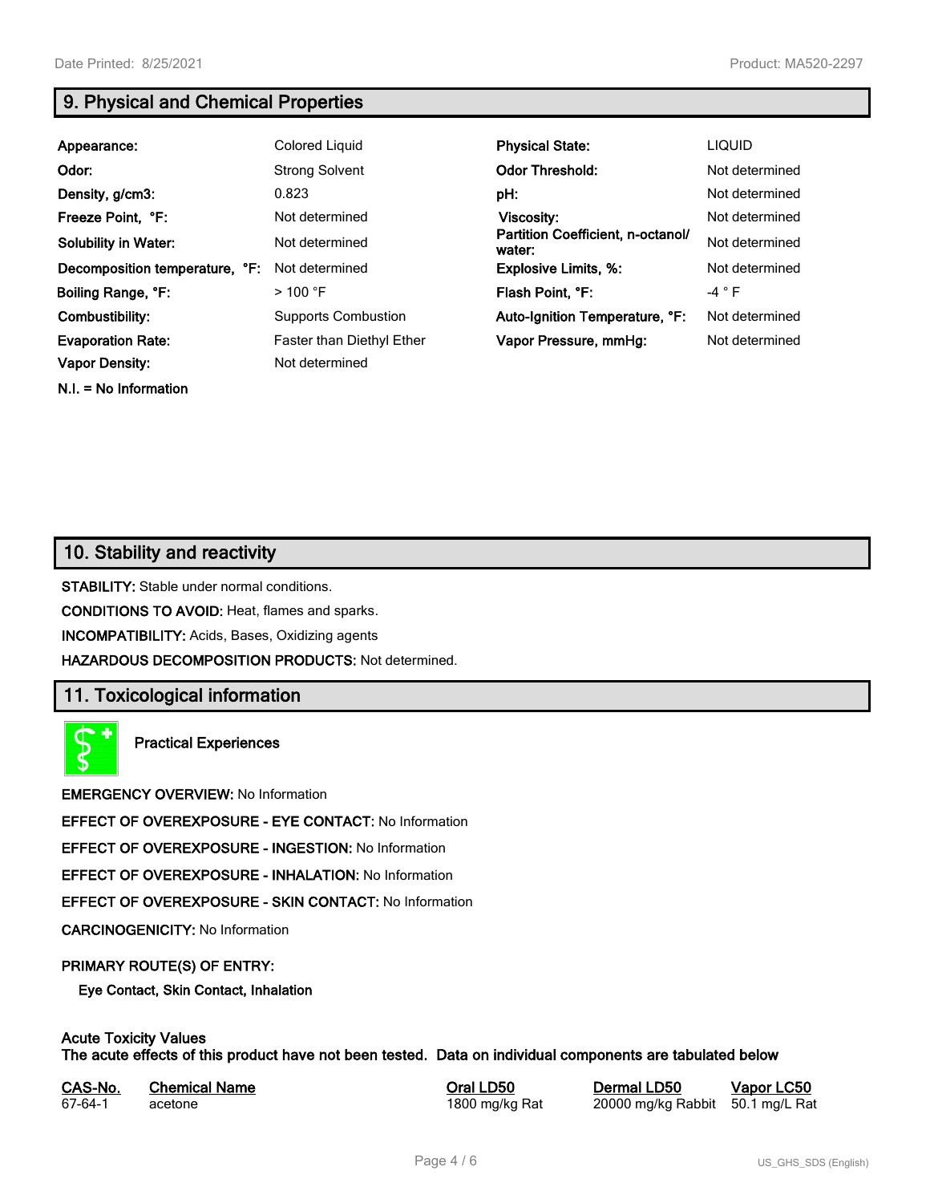## 9. Physical and Chemical Properties

| | | | |
|---|---|---|---|
| **Appearance:** | Colored Liquid | **Physical State:** | LIQUID |
| **Odor:** | Strong Solvent | **Odor Threshold:** | Not determined |
| **Density, g/cm3:** | 0.823 | **pH:** | Not determined |
| **Freeze Point, °F:** | Not determined | **Viscosity:** | Not determined |
| **Solubility in Water:** | Not determined | **Partition Coefficient, n-octanol/ water:** | Not determined |
| **Decomposition temperature, °F:** | Not determined | **Explosive Limits, %:** | Not determined |
| **Boiling Range, °F:** | > 100 °F | **Flash Point, °F:** | -4 ° F |
| **Combustibility:** | Supports Combustion | **Auto-Ignition Temperature, °F:** | Not determined |
| **Evaporation Rate:** | Faster than Diethyl Ether | **Vapor Pressure, mmHg:** | Not determined |
| **Vapor Density:** | Not determined | | |

**N.I. = No Information**

## 10. Stability and reactivity

**STABILITY:** Stable under normal conditions.

**CONDITIONS TO AVOID:** Heat, flames and sparks.

**INCOMPATIBILITY:** Acids, Bases, Oxidizing agents

**HAZARDOUS DECOMPOSITION PRODUCTS:** Not determined.

## 11. Toxicological information

**Practical Experiences**

**EMERGENCY OVERVIEW:** No Information

**EFFECT OF OVEREXPOSURE - EYE CONTACT:** No Information

**EFFECT OF OVEREXPOSURE - INGESTION:** No Information

**EFFECT OF OVEREXPOSURE - INHALATION:** No Information

**EFFECT OF OVEREXPOSURE - SKIN CONTACT:** No Information

**CARCINOGENICITY:** No Information

**PRIMARY ROUTE(S) OF ENTRY:**

**Eye Contact, Skin Contact, Inhalation**

**Acute Toxicity Values**
**The acute effects of this product have not been tested. Data on individual components are tabulated below**

| CAS-No. | Chemical Name | Oral LD50 | Dermal LD50 | Vapor LC50 |
|---|---|---|---|---|
| 67-64-1 | acetone | 1800 mg/kg Rat | 20000 mg/kg Rabbit | 50.1 mg/L Rat |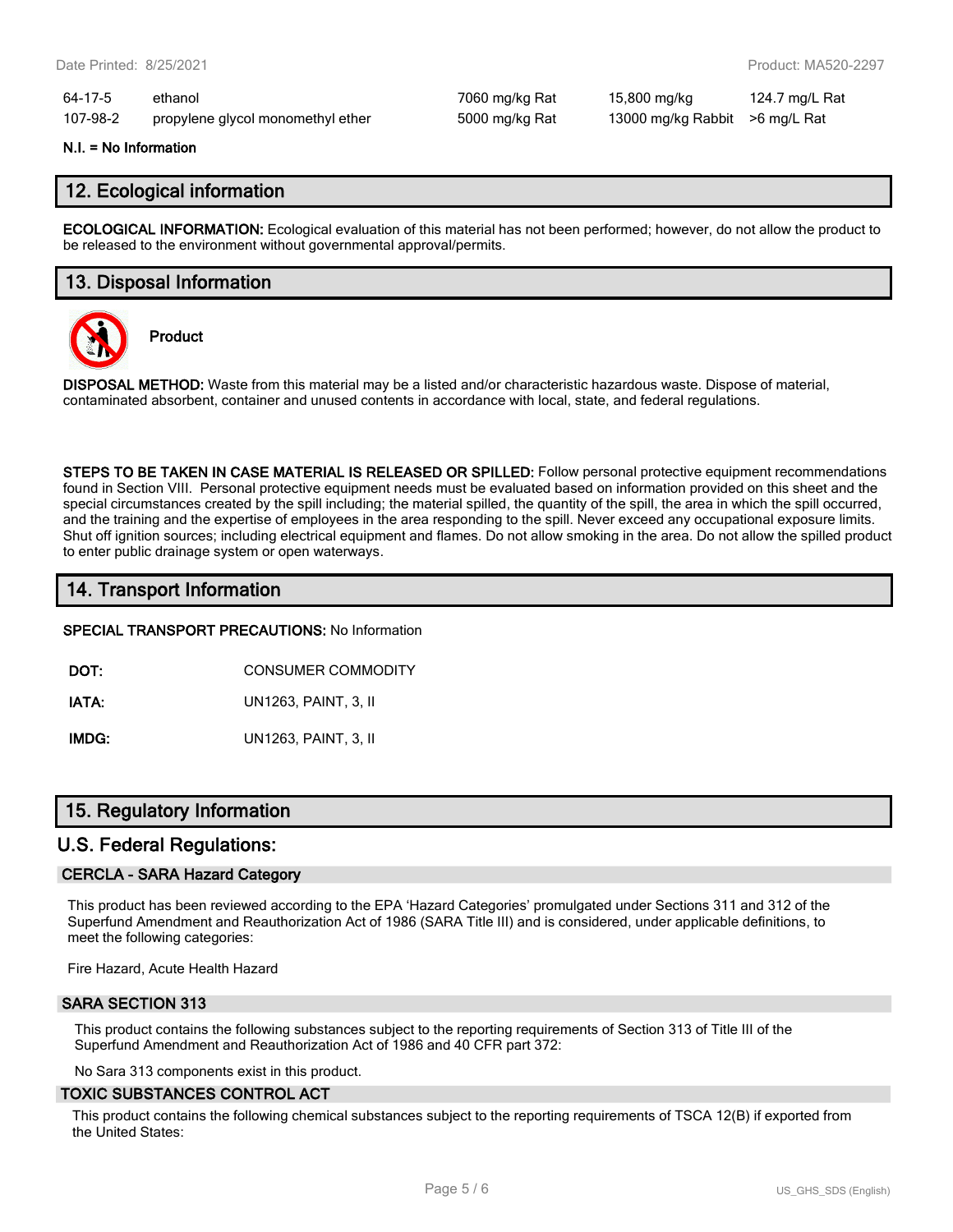| | | | | |
|---|---|---|---|---|
| 64-17-5 | ethanol | 7060 mg/kg Rat | 15,800 mg/kg | 124.7 mg/L Rat |
| 107-98-2 | propylene glycol monomethyl ether | 5000 mg/kg Rat | 13000 mg/kg Rabbit | >6 mg/L Rat |

**N.I. = No Information**

## 12. Ecological information

**ECOLOGICAL INFORMATION:** Ecological evaluation of this material has not been performed; however, do not allow the product to be released to the environment without governmental approval/permits.

## 13. Disposal Information

**Product**

**DISPOSAL METHOD:** Waste from this material may be a listed and/or characteristic hazardous waste. Dispose of material, contaminated absorbent, container and unused contents in accordance with local, state, and federal regulations.

**STEPS TO BE TAKEN IN CASE MATERIAL IS RELEASED OR SPILLED:** Follow personal protective equipment recommendations found in Section VIII. Personal protective equipment needs must be evaluated based on information provided on this sheet and the special circumstances created by the spill including; the material spilled, the quantity of the spill, the area in which the spill occurred, and the training and the expertise of employees in the area responding to the spill. Never exceed any occupational exposure limits. Shut off ignition sources; including electrical equipment and flames. Do not allow smoking in the area. Do not allow the spilled product to enter public drainage system or open waterways.

## 14. Transport Information

**SPECIAL TRANSPORT PRECAUTIONS:** No Information

| | |
|---|---|
| **DOT:** | CONSUMER COMMODITY |
| **IATA:** | UN1263, PAINT, 3, II |
| **IMDG:** | UN1263, PAINT, 3, II |

## 15. Regulatory Information

## U.S. Federal Regulations:

### CERCLA - SARA Hazard Category

This product has been reviewed according to the EPA 'Hazard Categories' promulgated under Sections 311 and 312 of the Superfund Amendment and Reauthorization Act of 1986 (SARA Title III) and is considered, under applicable definitions, to meet the following categories:

Fire Hazard, Acute Health Hazard

### SARA SECTION 313

This product contains the following substances subject to the reporting requirements of Section 313 of Title III of the Superfund Amendment and Reauthorization Act of 1986 and 40 CFR part 372:

No Sara 313 components exist in this product.

### TOXIC SUBSTANCES CONTROL ACT

This product contains the following chemical substances subject to the reporting requirements of TSCA 12(B) if exported from the United States: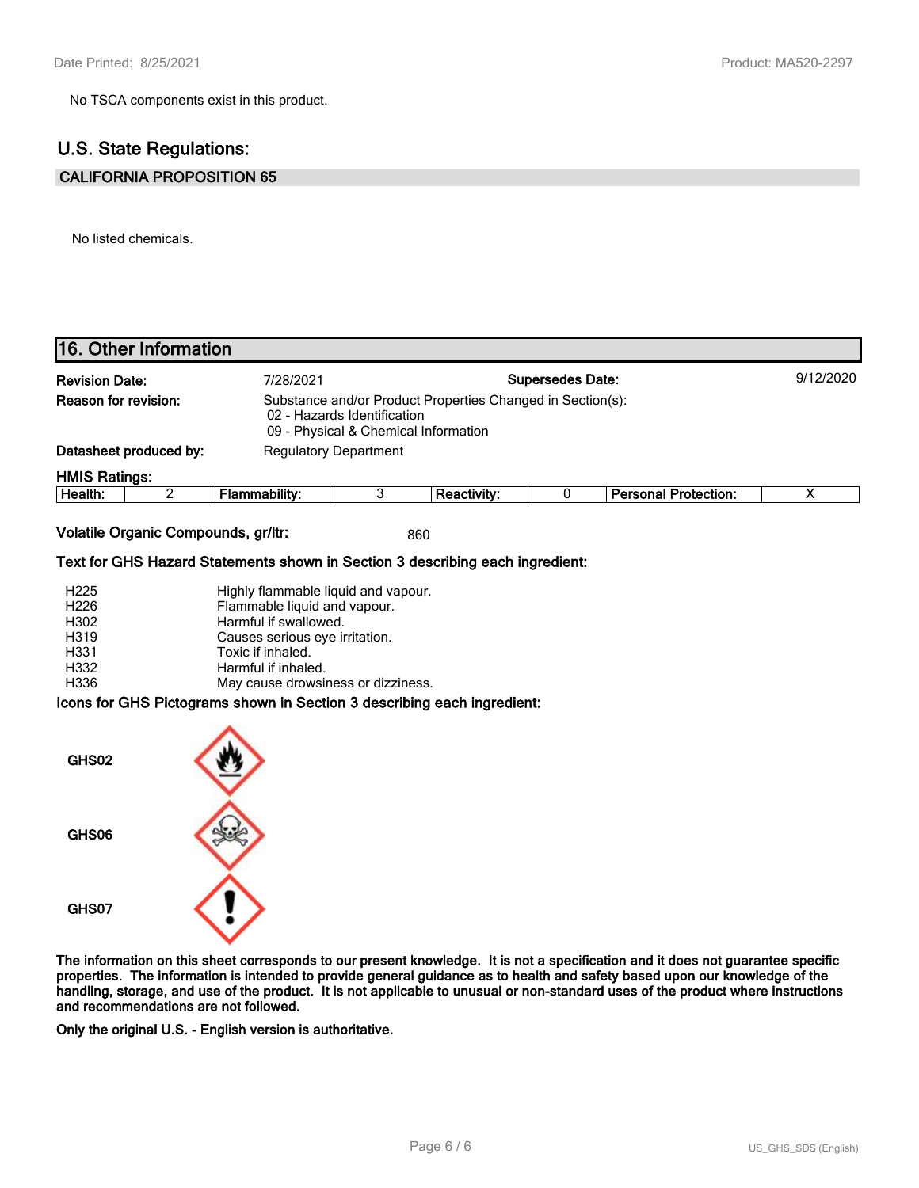No TSCA components exist in this product.

## U.S. State Regulations:

### CALIFORNIA PROPOSITION 65

No listed chemicals.

## 16. Other Information

**Revision Date:** 7/28/2021 **Supersedes Date:** 9/12/2020

**Reason for revision:** Substance and/or Product Properties Changed in Section(s):
02 - Hazards Identification
09 - Physical & Chemical Information

**Datasheet produced by:** Regulatory Department

**HMIS Ratings:**

| | | | | | | | |
|---|---|---|---|---|---|---|---|
| Health: | 2 | Flammability: | 3 | Reactivity: | 0 | Personal Protection: | X |

**Volatile Organic Compounds, gr/ltr:** 860

**Text for GHS Hazard Statements shown in Section 3 describing each ingredient:**

| | |
|---|---|
| H225 | Highly flammable liquid and vapour. |
| H226 | Flammable liquid and vapour. |
| H302 | Harmful if swallowed. |
| H319 | Causes serious eye irritation. |
| H331 | Toxic if inhaled. |
| H332 | Harmful if inhaled. |
| H336 | May cause drowsiness or dizziness. |

**Icons for GHS Pictograms shown in Section 3 describing each ingredient:**

GHS02

GHS06

GHS07

**The information on this sheet corresponds to our present knowledge. It is not a specification and it does not guarantee specific properties. The information is intended to provide general guidance as to health and safety based upon our knowledge of the handling, storage, and use of the product. It is not applicable to unusual or non-standard uses of the product where instructions and recommendations are not followed.**

**Only the original U.S. - English version is authoritative.**